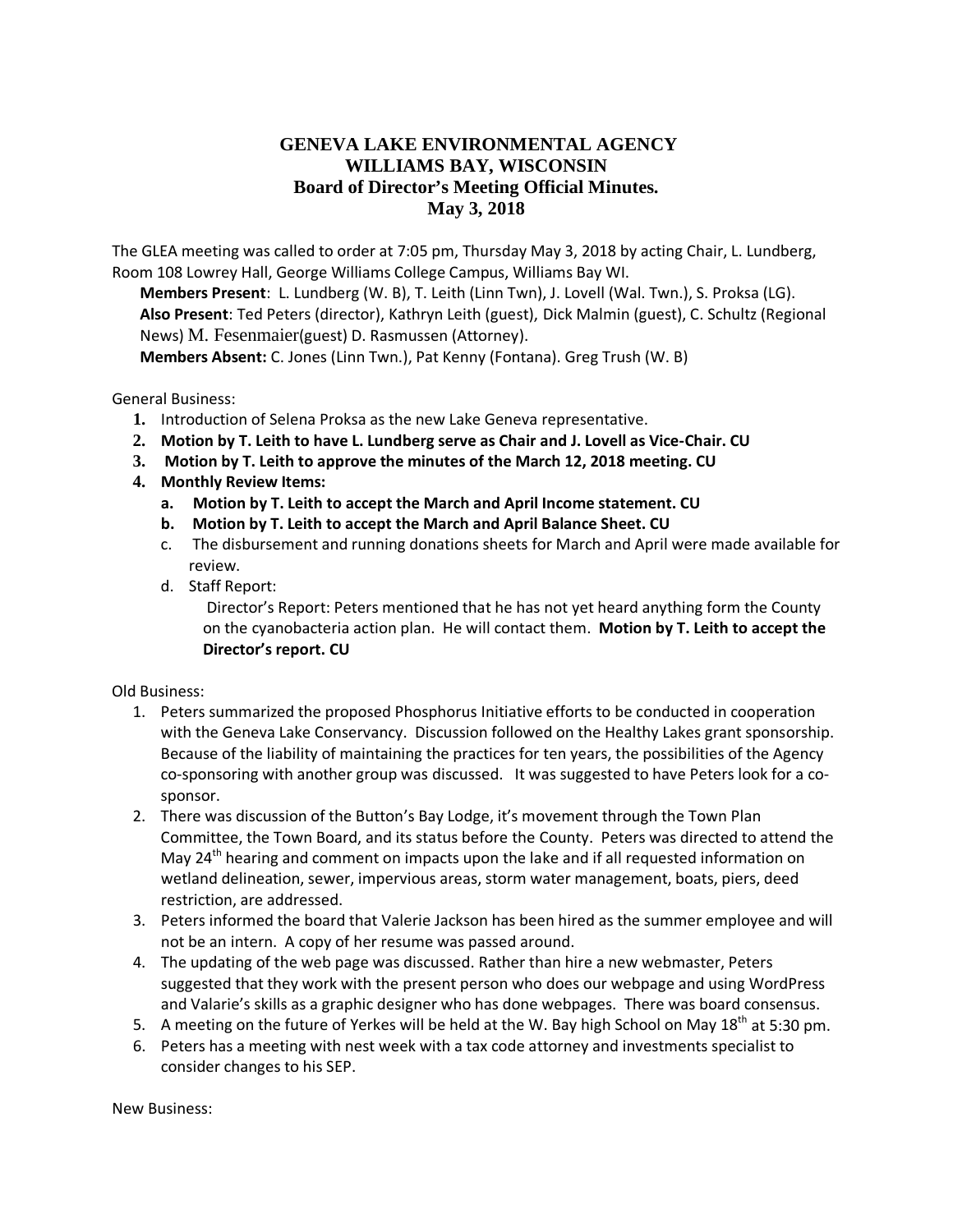# GENEVA LAKE ENVIRONMENTAL AGENCY
# WILLIAMS BAY, WISCONSIN
## Board of Director's Meeting Official Minutes.
## May 3, 2018

The GLEA meeting was called to order at 7:05 pm, Thursday May 3, 2018 by acting Chair, L. Lundberg, Room 108 Lowrey Hall, George Williams College Campus, Williams Bay WI.

**Members Present**: L. Lundberg (W. B), T. Leith (Linn Twn), J. Lovell (Wal. Twn.), S. Proksa (LG).
**Also Present**: Ted Peters (director), Kathryn Leith (guest), Dick Malmin (guest), C. Schultz (Regional News) M. Fesenmaier(guest) D. Rasmussen (Attorney).
**Members Absent:** C. Jones (Linn Twn.), Pat Kenny (Fontana). Greg Trush (W. B)

General Business:

1. Introduction of Selena Proksa as the new Lake Geneva representative.
2. **Motion by T. Leith to have L. Lundberg serve as Chair and J. Lovell as Vice-Chair. CU**
3. **Motion by T. Leith to approve the minutes of the March 12, 2018 meeting. CU**
4. **Monthly Review Items:**
   a. **Motion by T. Leith to accept the March and April Income statement. CU**
   b. **Motion by T. Leith to accept the March and April Balance Sheet. CU**
   c. The disbursement and running donations sheets for March and April were made available for review.
   d. Staff Report:
      Director's Report: Peters mentioned that he has not yet heard anything form the County on the cyanobacteria action plan. He will contact them. **Motion by T. Leith to accept the Director's report. CU**

Old Business:

1. Peters summarized the proposed Phosphorus Initiative efforts to be conducted in cooperation with the Geneva Lake Conservancy. Discussion followed on the Healthy Lakes grant sponsorship. Because of the liability of maintaining the practices for ten years, the possibilities of the Agency co-sponsoring with another group was discussed. It was suggested to have Peters look for a co-sponsor.
2. There was discussion of the Button's Bay Lodge, it's movement through the Town Plan Committee, the Town Board, and its status before the County. Peters was directed to attend the May 24th hearing and comment on impacts upon the lake and if all requested information on wetland delineation, sewer, impervious areas, storm water management, boats, piers, deed restriction, are addressed.
3. Peters informed the board that Valerie Jackson has been hired as the summer employee and will not be an intern. A copy of her resume was passed around.
4. The updating of the web page was discussed. Rather than hire a new webmaster, Peters suggested that they work with the present person who does our webpage and using WordPress and Valarie's skills as a graphic designer who has done webpages. There was board consensus.
5. A meeting on the future of Yerkes will be held at the W. Bay high School on May 18th at 5:30 pm.
6. Peters has a meeting with nest week with a tax code attorney and investments specialist to consider changes to his SEP.

New Business: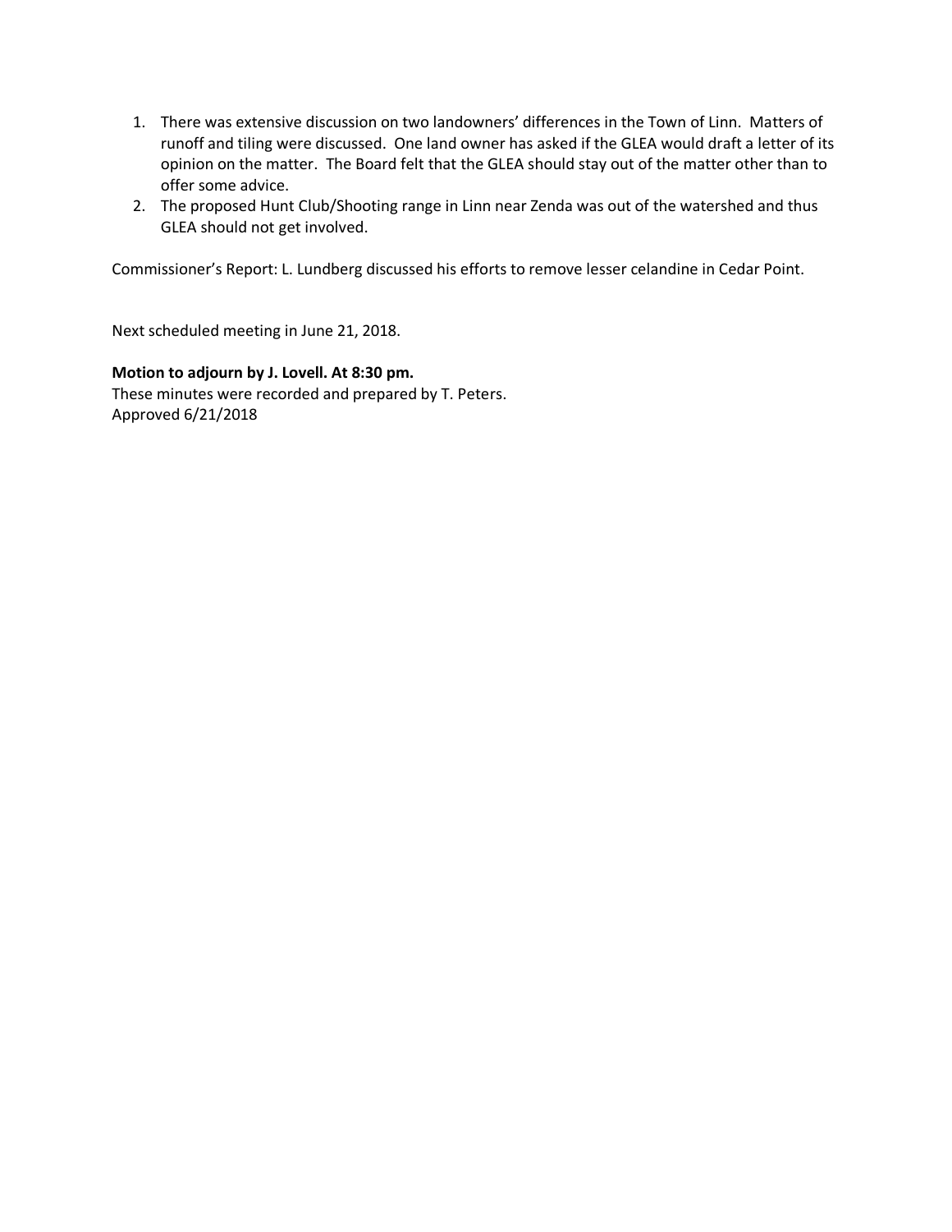1. There was extensive discussion on two landowners' differences in the Town of Linn. Matters of runoff and tiling were discussed. One land owner has asked if the GLEA would draft a letter of its opinion on the matter. The Board felt that the GLEA should stay out of the matter other than to offer some advice.
2. The proposed Hunt Club/Shooting range in Linn near Zenda was out of the watershed and thus GLEA should not get involved.

Commissioner's Report: L. Lundberg discussed his efforts to remove lesser celandine in Cedar Point.

Next scheduled meeting in June 21, 2018.

**Motion to adjourn by J. Lovell. At 8:30 pm.**
These minutes were recorded and prepared by T. Peters.
Approved 6/21/2018